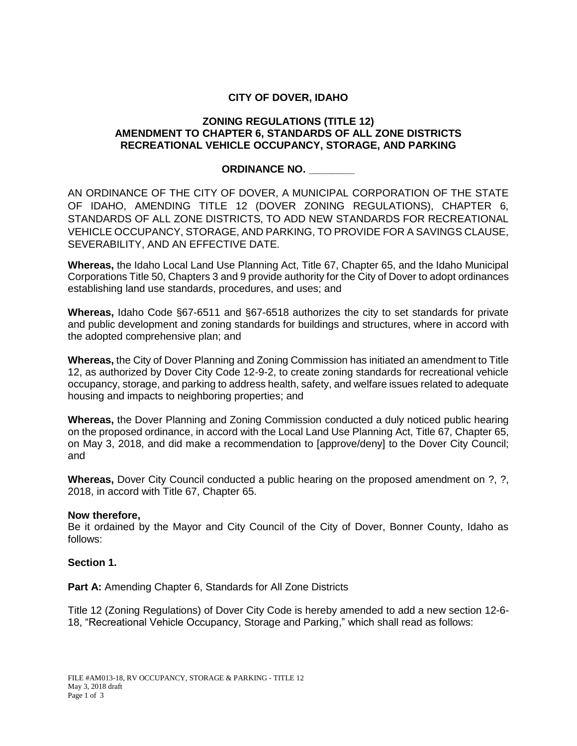# CITY OF DOVER, IDAHO

## ZONING REGULATIONS (TITLE 12)
## AMENDMENT TO CHAPTER 6, STANDARDS OF ALL ZONE DISTRICTS
## RECREATIONAL VEHICLE OCCUPANCY, STORAGE, AND PARKING

### ORDINANCE NO. ________

AN ORDINANCE OF THE CITY OF DOVER, A MUNICIPAL CORPORATION OF THE STATE OF IDAHO, AMENDING TITLE 12 (DOVER ZONING REGULATIONS), CHAPTER 6, STANDARDS OF ALL ZONE DISTRICTS, TO ADD NEW STANDARDS FOR RECREATIONAL VEHICLE OCCUPANCY, STORAGE, AND PARKING, TO PROVIDE FOR A SAVINGS CLAUSE, SEVERABILITY, AND AN EFFECTIVE DATE.

**Whereas,** the Idaho Local Land Use Planning Act, Title 67, Chapter 65, and the Idaho Municipal Corporations Title 50, Chapters 3 and 9 provide authority for the City of Dover to adopt ordinances establishing land use standards, procedures, and uses; and

**Whereas,** Idaho Code §67-6511 and §67-6518 authorizes the city to set standards for private and public development and zoning standards for buildings and structures, where in accord with the adopted comprehensive plan; and

**Whereas,** the City of Dover Planning and Zoning Commission has initiated an amendment to Title 12, as authorized by Dover City Code 12-9-2, to create zoning standards for recreational vehicle occupancy, storage, and parking to address health, safety, and welfare issues related to adequate housing and impacts to neighboring properties; and

**Whereas,** the Dover Planning and Zoning Commission conducted a duly noticed public hearing on the proposed ordinance, in accord with the Local Land Use Planning Act, Title 67, Chapter 65, on May 3, 2018, and did make a recommendation to [approve/deny] to the Dover City Council; and

**Whereas,** Dover City Council conducted a public hearing on the proposed amendment on ?, ?, 2018, in accord with Title 67, Chapter 65.

**Now therefore,**
Be it ordained by the Mayor and City Council of the City of Dover, Bonner County, Idaho as follows:

**Section 1.**

**Part A:** Amending Chapter 6, Standards for All Zone Districts

Title 12 (Zoning Regulations) of Dover City Code is hereby amended to add a new section 12-6-18, "Recreational Vehicle Occupancy, Storage and Parking," which shall read as follows: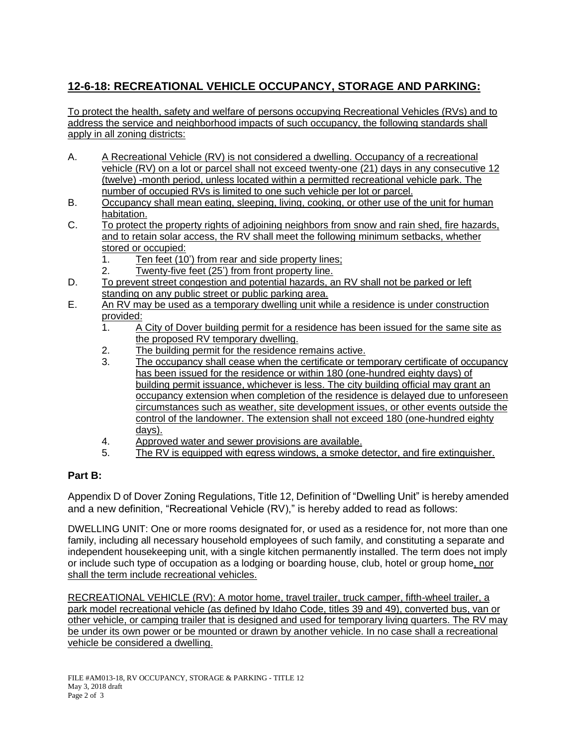## 12-6-18: RECREATIONAL VEHICLE OCCUPANCY, STORAGE AND PARKING:

To protect the health, safety and welfare of persons occupying Recreational Vehicles (RVs) and to address the service and neighborhood impacts of such occupancy, the following standards shall apply in all zoning districts:

A. A Recreational Vehicle (RV) is not considered a dwelling. Occupancy of a recreational vehicle (RV) on a lot or parcel shall not exceed twenty-one (21) days in any consecutive 12 (twelve) -month period, unless located within a permitted recreational vehicle park. The number of occupied RVs is limited to one such vehicle per lot or parcel.

B. Occupancy shall mean eating, sleeping, living, cooking, or other use of the unit for human habitation.

C. To protect the property rights of adjoining neighbors from snow and rain shed, fire hazards, and to retain solar access, the RV shall meet the following minimum setbacks, whether stored or occupied:
   1. Ten feet (10') from rear and side property lines;
   2. Twenty-five feet (25') from front property line.

D. To prevent street congestion and potential hazards, an RV shall not be parked or left standing on any public street or public parking area.

E. An RV may be used as a temporary dwelling unit while a residence is under construction provided:
   1. A City of Dover building permit for a residence has been issued for the same site as the proposed RV temporary dwelling.
   2. The building permit for the residence remains active.
   3. The occupancy shall cease when the certificate or temporary certificate of occupancy has been issued for the residence or within 180 (one-hundred eighty days) of building permit issuance, whichever is less. The city building official may grant an occupancy extension when completion of the residence is delayed due to unforeseen circumstances such as weather, site development issues, or other events outside the control of the landowner. The extension shall not exceed 180 (one-hundred eighty days).
   4. Approved water and sewer provisions are available.
   5. The RV is equipped with egress windows, a smoke detector, and fire extinguisher.

### Part B:

Appendix D of Dover Zoning Regulations, Title 12, Definition of "Dwelling Unit" is hereby amended and a new definition, "Recreational Vehicle (RV)," is hereby added to read as follows:

DWELLING UNIT: One or more rooms designated for, or used as a residence for, not more than one family, including all necessary household employees of such family, and constituting a separate and independent housekeeping unit, with a single kitchen permanently installed. The term does not imply or include such type of occupation as a lodging or boarding house, club, hotel or group home, nor shall the term include recreational vehicles.

RECREATIONAL VEHICLE (RV): A motor home, travel trailer, truck camper, fifth-wheel trailer, a park model recreational vehicle (as defined by Idaho Code, titles 39 and 49), converted bus, van or other vehicle, or camping trailer that is designed and used for temporary living quarters. The RV may be under its own power or be mounted or drawn by another vehicle. In no case shall a recreational vehicle be considered a dwelling.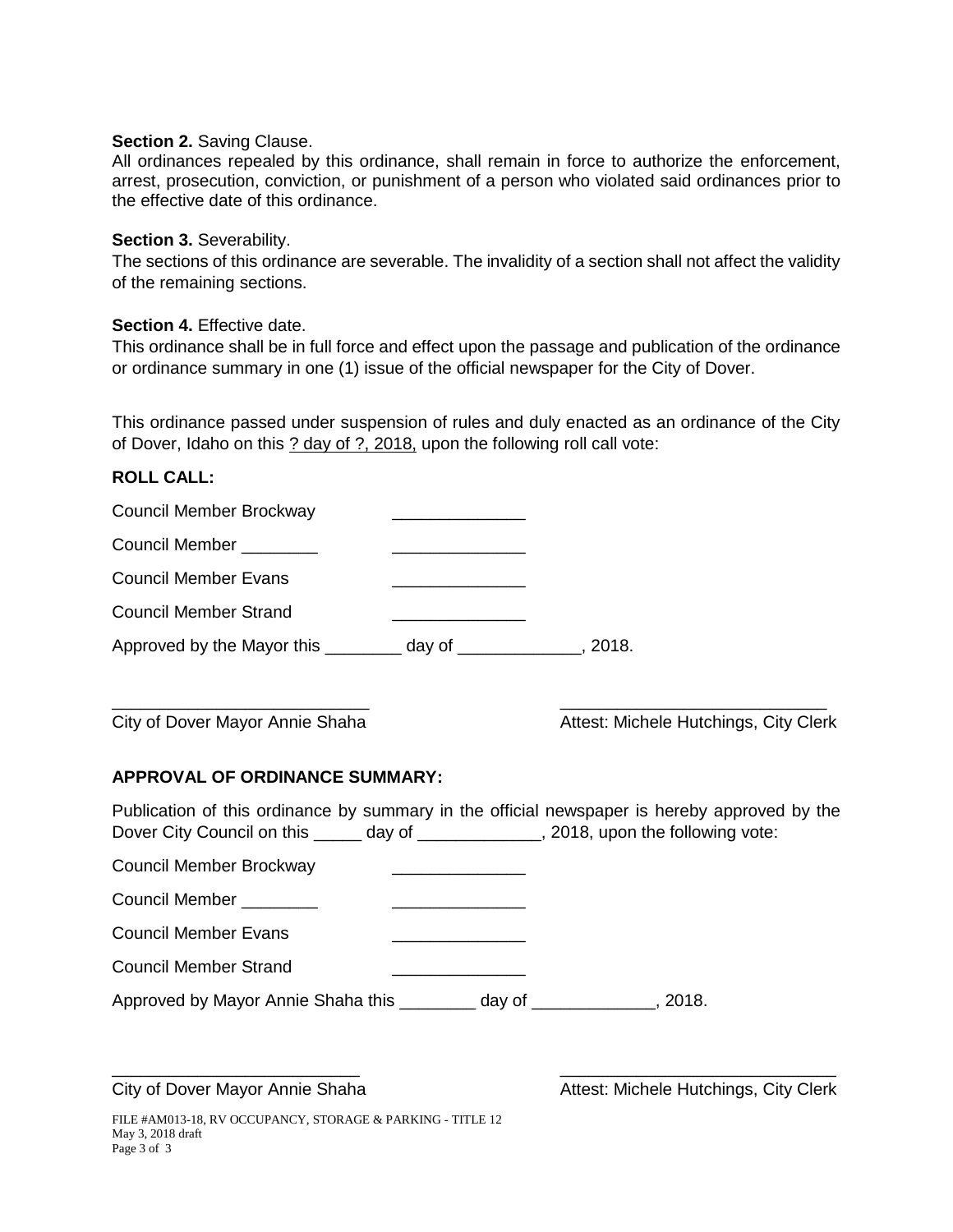**Section 2.** Saving Clause.
All ordinances repealed by this ordinance, shall remain in force to authorize the enforcement, arrest, prosecution, conviction, or punishment of a person who violated said ordinances prior to the effective date of this ordinance.

**Section 3.** Severability.
The sections of this ordinance are severable. The invalidity of a section shall not affect the validity of the remaining sections.

**Section 4.** Effective date.
This ordinance shall be in full force and effect upon the passage and publication of the ordinance or ordinance summary in one (1) issue of the official newspaper for the City of Dover.

This ordinance passed under suspension of rules and duly enacted as an ordinance of the City of Dover, Idaho on this ? day of ?, 2018, upon the following roll call vote:

**ROLL CALL:**

Council Member Brockway ______________

Council Member ________ ______________

Council Member Evans ______________

Council Member Strand ______________

Approved by the Mayor this ________ day of _____________, 2018.

__________________________ ____________________________
City of Dover Mayor Annie Shaha Attest: Michele Hutchings, City Clerk

**APPROVAL OF ORDINANCE SUMMARY:**

Publication of this ordinance by summary in the official newspaper is hereby approved by the Dover City Council on this _____ day of _____________, 2018, upon the following vote:

Council Member Brockway ______________

Council Member ________ ______________

Council Member Evans ______________

Council Member Strand ______________

Approved by Mayor Annie Shaha this ________ day of _____________, 2018.

__________________________ ____________________________
City of Dover Mayor Annie Shaha Attest: Michele Hutchings, City Clerk

FILE #AM013-18, RV OCCUPANCY, STORAGE & PARKING - TITLE 12
May 3, 2018 draft